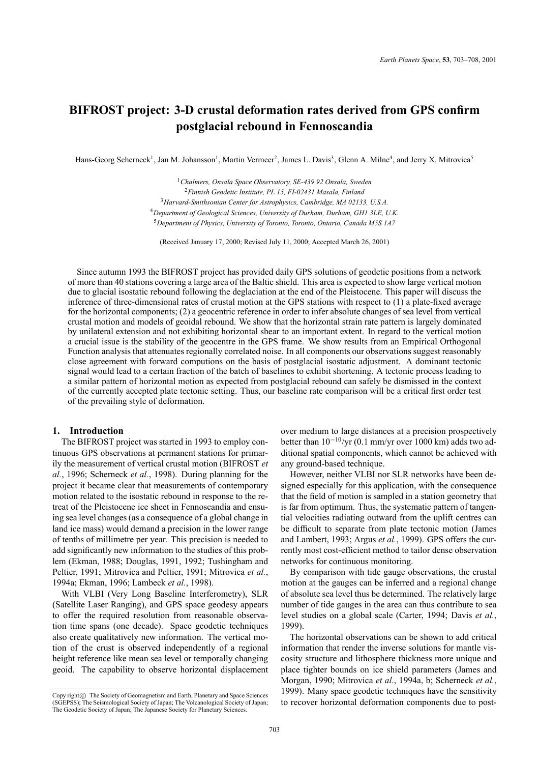# BIFROST project: 3-D crustal deformation rates derived from GPS confirm postglacial rebound in Fennoscandia

Hans-Georg Scherneck[1], Jan M. Johansson[1], Martin Vermeer[2], James L. Davis[3], Glenn A. Milne[4], and Jerry X. Mitrovica[5]

[1]Chalmers, Onsala Space Observatory, SE-439 92 Onsala, Sweden
[2]Finnish Geodetic Institute, PL 15, FI-02431 Masala, Finland
[3]Harvard-Smithsonian Center for Astrophysics, Cambridge, MA 02133, U.S.A.
[4]Department of Geological Sciences, University of Durham, Durham, GH1 3LE, U.K.
[5]Department of Physics, University of Toronto, Toronto, Ontario, Canada M5S 1A7

(Received January 17, 2000; Revised July 11, 2000; Accepted March 26, 2001)

Since autumn 1993 the BIFROST project has provided daily GPS solutions of geodetic positions from a network of more than 40 stations covering a large area of the Baltic shield. This area is expected to show large vertical motion due to glacial isostatic rebound following the deglaciation at the end of the Pleistocene. This paper will discuss the inference of three-dimensional rates of crustal motion at the GPS stations with respect to (1) a plate-fixed average for the horizontal components; (2) a geocentric reference in order to infer absolute changes of sea level from vertical crustal motion and models of geoidal rebound. We show that the horizontal strain rate pattern is largely dominated by unilateral extension and not exhibiting horizontal shear to an important extent. In regard to the vertical motion a crucial issue is the stability of the geocentre in the GPS frame. We show results from an Empirical Orthogonal Function analysis that attenuates regionally correlated noise. In all components our observations suggest reasonably close agreement with forward computions on the basis of postglacial isostatic adjustment. A dominant tectonic signal would lead to a certain fraction of the batch of baselines to exhibit shortening. A tectonic process leading to a similar pattern of horizontal motion as expected from postglacial rebound can safely be dismissed in the context of the currently accepted plate tectonic setting. Thus, our baseline rate comparison will be a critical first order test of the prevailing style of deformation.

## 1. Introduction

The BIFROST project was started in 1993 to employ continuous GPS observations at permanent stations for primarily the measurement of vertical crustal motion (BIFROST *et al.*, 1996; Scherneck *et al.*, 1998). During planning for the project it became clear that measurements of contemporary motion related to the isostatic rebound in response to the retreat of the Pleistocene ice sheet in Fennoscandia and ensuing sea level changes (as a consequence of a global change in land ice mass) would demand a precision in the lower range of tenths of millimetre per year. This precision is needed to add significantly new information to the studies of this problem (Ekman, 1988; Douglas, 1991, 1992; Tushingham and Peltier, 1991; Mitrovica and Peltier, 1991; Mitrovica *et al.*, 1994a; Ekman, 1996; Lambeck *et al.*, 1998).

With VLBI (Very Long Baseline Interferometry), SLR (Satellite Laser Ranging), and GPS space geodesy appears to offer the required resolution from reasonable observation time spans (one decade). Space geodetic techniques also create qualitatively new information. The vertical motion of the crust is observed independently of a regional height reference like mean sea level or temporally changing geoid. The capability to observe horizontal displacement over medium to large distances at a precision prospectively better than $10^{-10}$/yr (0.1 mm/yr over 1000 km) adds two additional spatial components, which cannot be achieved with any ground-based technique.

However, neither VLBI nor SLR networks have been designed especially for this application, with the consequence that the field of motion is sampled in a station geometry that is far from optimum. Thus, the systematic pattern of tangential velocities radiating outward from the uplift centres can be difficult to separate from plate tectonic motion (James and Lambert, 1993; Argus *et al.*, 1999). GPS offers the currently most cost-efficient method to tailor dense observation networks for continuous monitoring.

By comparison with tide gauge observations, the crustal motion at the gauges can be inferred and a regional change of absolute sea level thus be determined. The relatively large number of tide gauges in the area can thus contribute to sea level studies on a global scale (Carter, 1994; Davis *et al.*, 1999).

The horizontal observations can be shown to add critical information that render the inverse solutions for mantle viscosity structure and lithosphere thickness more unique and place tighter bounds on ice shield parameters (James and Morgan, 1990; Mitrovica *et al.*, 1994a, b; Scherneck *et al.*, 1999). Many space geodetic techniques have the sensitivity to recover horizontal deformation components due to post-

Copy right© The Society of Geomagnetism and Earth, Planetary and Space Sciences (SGEPSS); The Seismological Society of Japan; The Volcanological Society of Japan; The Geodetic Society of Japan; The Japanese Society for Planetary Sciences.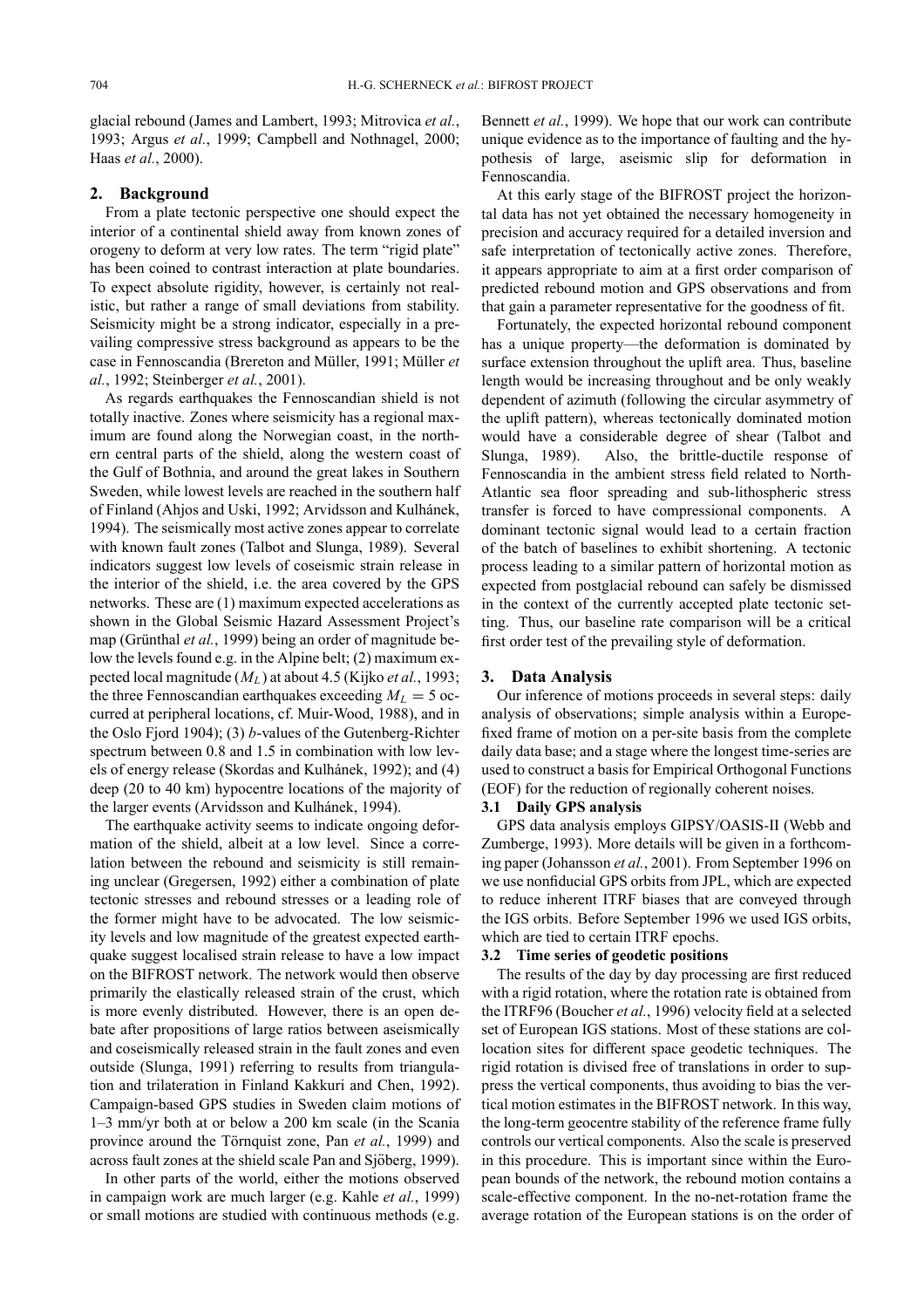glacial rebound (James and Lambert, 1993; Mitrovica *et al.*, 1993; Argus *et al.*, 1999; Campbell and Nothnagel, 2000; Haas *et al.*, 2000).

## 2. Background

From a plate tectonic perspective one should expect the interior of a continental shield away from known zones of orogeny to deform at very low rates. The term "rigid plate" has been coined to contrast interaction at plate boundaries. To expect absolute rigidity, however, is certainly not realistic, but rather a range of small deviations from stability. Seismicity might be a strong indicator, especially in a prevailing compressive stress background as appears to be the case in Fennoscandia (Brereton and Müller, 1991; Müller *et al.*, 1992; Steinberger *et al.*, 2001).

As regards earthquakes the Fennoscandian shield is not totally inactive. Zones where seismicity has a regional maximum are found along the Norwegian coast, in the northern central parts of the shield, along the western coast of the Gulf of Bothnia, and around the great lakes in Southern Sweden, while lowest levels are reached in the southern half of Finland (Ahjos and Uski, 1992; Arvidsson and Kulhánek, 1994). The seismically most active zones appear to correlate with known fault zones (Talbot and Slunga, 1989). Several indicators suggest low levels of coseismic strain release in the interior of the shield, i.e. the area covered by the GPS networks. These are (1) maximum expected accelerations as shown in the Global Seismic Hazard Assessment Project's map (Grünthal *et al.*, 1999) being an order of magnitude below the levels found e.g. in the Alpine belt; (2) maximum expected local magnitude ($M_L$) at about 4.5 (Kijko *et al.*, 1993; the three Fennoscandian earthquakes exceeding $M_L = 5$ occurred at peripheral locations, cf. Muir-Wood, 1988), and in the Oslo Fjord 1904); (3) *b*-values of the Gutenberg-Richter spectrum between 0.8 and 1.5 in combination with low levels of energy release (Skordas and Kulhánek, 1992); and (4) deep (20 to 40 km) hypocentre locations of the majority of the larger events (Arvidsson and Kulhánek, 1994).

The earthquake activity seems to indicate ongoing deformation of the shield, albeit at a low level. Since a correlation between the rebound and seismicity is still remaining unclear (Gregersen, 1992) either a combination of plate tectonic stresses and rebound stresses or a leading role of the former might have to be advocated. The low seismicity levels and low magnitude of the greatest expected earthquake suggest localised strain release to have a low impact on the BIFROST network. The network would then observe primarily the elastically released strain of the crust, which is more evenly distributed. However, there is an open debate after propositions of large ratios between aseismically and coseismically released strain in the fault zones and even outside (Slunga, 1991) referring to results from triangulation and trilateration in Finland Kakkuri and Chen, 1992). Campaign-based GPS studies in Sweden claim motions of 1–3 mm/yr both at or below a 200 km scale (in the Scania province around the Törnquist zone, Pan *et al.*, 1999) and across fault zones at the shield scale Pan and Sjöberg, 1999).

In other parts of the world, either the motions observed in campaign work are much larger (e.g. Kahle *et al.*, 1999) or small motions are studied with continuous methods (e.g. Bennett *et al.*, 1999). We hope that our work can contribute unique evidence as to the importance of faulting and the hypothesis of large, aseismic slip for deformation in Fennoscandia.

At this early stage of the BIFROST project the horizontal data has not yet obtained the necessary homogeneity in precision and accuracy required for a detailed inversion and safe interpretation of tectonically active zones. Therefore, it appears appropriate to aim at a first order comparison of predicted rebound motion and GPS observations and from that gain a parameter representative for the goodness of fit.

Fortunately, the expected horizontal rebound component has a unique property—the deformation is dominated by surface extension throughout the uplift area. Thus, baseline length would be increasing throughout and be only weakly dependent of azimuth (following the circular asymmetry of the uplift pattern), whereas tectonically dominated motion would have a considerable degree of shear (Talbot and Slunga, 1989). Also, the brittle-ductile response of Fennoscandia in the ambient stress field related to North-Atlantic sea floor spreading and sub-lithospheric stress transfer is forced to have compressional components. A dominant tectonic signal would lead to a certain fraction of the batch of baselines to exhibit shortening. A tectonic process leading to a similar pattern of horizontal motion as expected from postglacial rebound can safely be dismissed in the context of the currently accepted plate tectonic setting. Thus, our baseline rate comparison will be a critical first order test of the prevailing style of deformation.

## 3. Data Analysis

Our inference of motions proceeds in several steps: daily analysis of observations; simple analysis within a Europe-fixed frame of motion on a per-site basis from the complete daily data base; and a stage where the longest time-series are used to construct a basis for Empirical Orthogonal Functions (EOF) for the reduction of regionally coherent noises.

### 3.1 Daily GPS analysis

GPS data analysis employs GIPSY/OASIS-II (Webb and Zumberge, 1993). More details will be given in a forthcoming paper (Johansson *et al.*, 2001). From September 1996 on we use nonfiducial GPS orbits from JPL, which are expected to reduce inherent ITRF biases that are conveyed through the IGS orbits. Before September 1996 we used IGS orbits, which are tied to certain ITRF epochs.

### 3.2 Time series of geodetic positions

The results of the day by day processing are first reduced with a rigid rotation, where the rotation rate is obtained from the ITRF96 (Boucher *et al.*, 1996) velocity field at a selected set of European IGS stations. Most of these stations are collocation sites for different space geodetic techniques. The rigid rotation is divised free of translations in order to suppress the vertical components, thus avoiding to bias the vertical motion estimates in the BIFROST network. In this way, the long-term geocentre stability of the reference frame fully controls our vertical components. Also the scale is preserved in this procedure. This is important since within the European bounds of the network, the rebound motion contains a scale-effective component. In the no-net-rotation frame the average rotation of the European stations is on the order of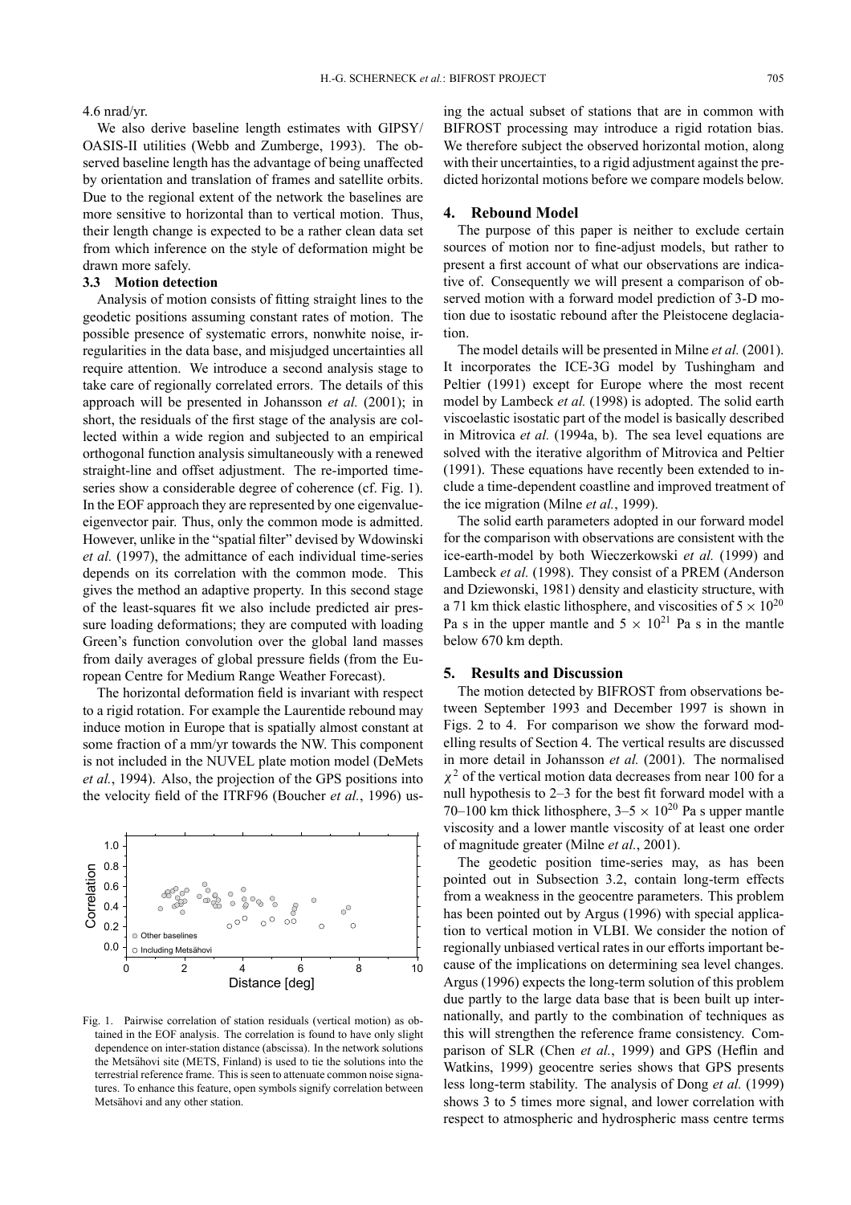4.6 nrad/yr.

We also derive baseline length estimates with GIPSY/OASIS-II utilities (Webb and Zumberge, 1993). The observed baseline length has the advantage of being unaffected by orientation and translation of frames and satellite orbits. Due to the regional extent of the network the baselines are more sensitive to horizontal than to vertical motion. Thus, their length change is expected to be a rather clean data set from which inference on the style of deformation might be drawn more safely.

### 3.3 Motion detection

Analysis of motion consists of fitting straight lines to the geodetic positions assuming constant rates of motion. The possible presence of systematic errors, nonwhite noise, irregularities in the data base, and misjudged uncertainties all require attention. We introduce a second analysis stage to take care of regionally correlated errors. The details of this approach will be presented in Johansson *et al.* (2001); in short, the residuals of the first stage of the analysis are collected within a wide region and subjected to an empirical orthogonal function analysis simultaneously with a renewed straight-line and offset adjustment. The re-imported time-series show a considerable degree of coherence (cf. Fig. 1). In the EOF approach they are represented by one eigenvalue-eigenvector pair. Thus, only the common mode is admitted. However, unlike in the "spatial filter" devised by Wdowinski *et al.* (1997), the admittance of each individual time-series depends on its correlation with the common mode. This gives the method an adaptive property. In this second stage of the least-squares fit we also include predicted air pressure loading deformations; they are computed with loading Green's function convolution over the global land masses from daily averages of global pressure fields (from the European Centre for Medium Range Weather Forecast).

The horizontal deformation field is invariant with respect to a rigid rotation. For example the Laurentide rebound may induce motion in Europe that is spatially almost constant at some fraction of a mm/yr towards the NW. This component is not included in the NUVEL plate motion model (DeMets *et al.*, 1994). Also, the projection of the GPS positions into the velocity field of the ITRF96 (Boucher *et al.*, 1996) using the actual subset of stations that are in common with BIFROST processing may introduce a rigid rotation bias. We therefore subject the observed horizontal motion, along with their uncertainties, to a rigid adjustment against the predicted horizontal motions before we compare models below.

Fig. 1. Pairwise correlation of station residuals (vertical motion) as obtained in the EOF analysis. The correlation is found to have only slight dependence on inter-station distance (abscissa). In the network solutions the Metsähovi site (METS, Finland) is used to tie the solutions into the terrestrial reference frame. This is seen to attenuate common noise signatures. To enhance this feature, open symbols signify correlation between Metsähovi and any other station.

## 4. Rebound Model

The purpose of this paper is neither to exclude certain sources of motion nor to fine-adjust models, but rather to present a first account of what our observations are indicative of. Consequently we will present a comparison of observed motion with a forward model prediction of 3-D motion due to isostatic rebound after the Pleistocene deglaciation.

The model details will be presented in Milne *et al.* (2001). It incorporates the ICE-3G model by Tushingham and Peltier (1991) except for Europe where the most recent model by Lambeck *et al.* (1998) is adopted. The solid earth viscoelastic isostatic part of the model is basically described in Mitrovica *et al.* (1994a, b). The sea level equations are solved with the iterative algorithm of Mitrovica and Peltier (1991). These equations have recently been extended to include a time-dependent coastline and improved treatment of the ice migration (Milne *et al.*, 1999).

The solid earth parameters adopted in our forward model for the comparison with observations are consistent with the ice-earth-model by both Wieczerkowski *et al.* (1999) and Lambeck *et al.* (1998). They consist of a PREM (Anderson and Dziewonski, 1981) density and elasticity structure, with a 71 km thick elastic lithosphere, and viscosities of $5 \times 10^{20}$ Pa s in the upper mantle and $5 \times 10^{21}$ Pa s in the mantle below 670 km depth.

## 5. Results and Discussion

The motion detected by BIFROST from observations between September 1993 and December 1997 is shown in Figs. 2 to 4. For comparison we show the forward modelling results of Section 4. The vertical results are discussed in more detail in Johansson *et al.* (2001). The normalised $\chi^2$ of the vertical motion data decreases from near 100 for a null hypothesis to 2–3 for the best fit forward model with a 70–100 km thick lithosphere, 3–$5 \times 10^{20}$ Pa s upper mantle viscosity and a lower mantle viscosity of at least one order of magnitude greater (Milne *et al.*, 2001).

The geodetic position time-series may, as has been pointed out in Subsection 3.2, contain long-term effects from a weakness in the geocentre parameters. This problem has been pointed out by Argus (1996) with special application to vertical motion in VLBI. We consider the notion of regionally unbiased vertical rates in our efforts important because of the implications on determining sea level changes. Argus (1996) expects the long-term solution of this problem due partly to the large data base that is been built up internationally, and partly to the combination of techniques as this will strengthen the reference frame consistency. Comparison of SLR (Chen *et al.*, 1999) and GPS (Heflin and Watkins, 1999) geocentre series shows that GPS presents less long-term stability. The analysis of Dong *et al.* (1999) shows 3 to 5 times more signal, and lower correlation with respect to atmospheric and hydrospheric mass centre terms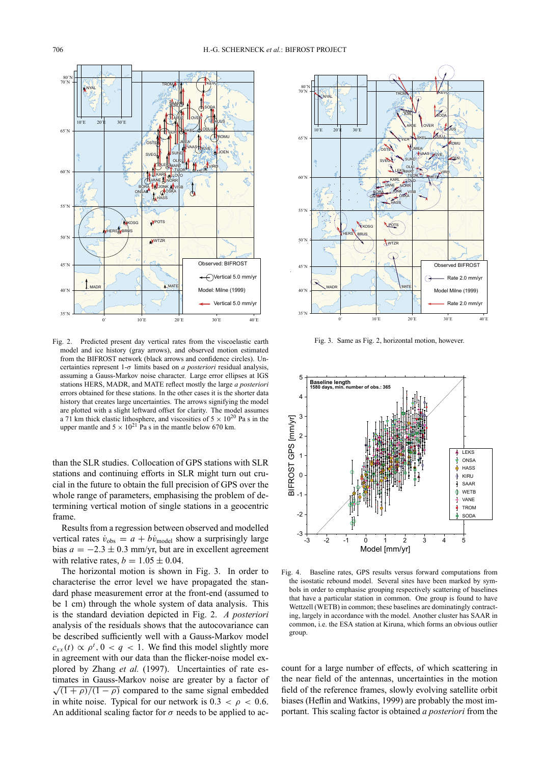Fig. 2. Predicted present day vertical rates from the viscoelastic earth model and ice history (gray arrows), and observed motion estimated from the BIFROST network (black arrows and confidence circles). Uncertainties represent 1-$\sigma$ limits based on *a posteriori* residual analysis, assuming a Gauss-Markov noise character. Large error ellipses at IGS stations HERS, MADR, and MATE reflect mostly the large *a posteriori* errors obtained for these stations. In the other cases it is the shorter data history that creates large uncertainties. The arrows signifying the model are plotted with a slight leftward offset for clarity. The model assumes a 71 km thick elastic lithosphere, and viscosities of $5 \times 10^{20}$ Pa s in the upper mantle and $5 \times 10^{21}$ Pa s in the mantle below 670 km.

Fig. 3. Same as Fig. 2, horizontal motion, however.

than the SLR studies. Collocation of GPS stations with SLR stations and continuing efforts in SLR might turn out crucial in the future to obtain the full precision of GPS over the whole range of parameters, emphasising the problem of determining vertical motion of single stations in a geocentric frame.

Results from a regression between observed and modelled vertical rates $\dot{v}_{\text{obs}} = a + b\dot{v}_{\text{model}}$ show a surprisingly large bias $a = -2.3 \pm 0.3$ mm/yr, but are in excellent agreement with relative rates, $b = 1.05 \pm 0.04$.

The horizontal motion is shown in Fig. 3. In order to characterise the error level we have propagated the standard phase measurement error at the front-end (assumed to be 1 cm) through the whole system of data analysis. This is the standard deviation depicted in Fig. 2. *A posteriori* analysis of the residuals shows that the autocovariance can be described sufficiently well with a Gauss-Markov model $c_{xx}(t) \propto \rho^{t}, 0 < q < 1$. We find this model slightly more in agreement with our data than the flicker-noise model explored by Zhang *et al.* (1997). Uncertainties of rate estimates in Gauss-Markov noise are greater by a factor of $\sqrt{(1+\rho)/(1-\rho)}$ compared to the same signal embedded in white noise. Typical for our network is $0.3 < \rho < 0.6$. An additional scaling factor for $\sigma$ needs to be applied to account for a large number of effects, of which scattering in the near field of the antennas, uncertainties in the motion field of the reference frames, slowly evolving satellite orbit biases (Heflin and Watkins, 1999) are probably the most important. This scaling factor is obtained *a posteriori* from the

Fig. 4. Baseline rates, GPS results versus forward computations from the isostatic rebound model. Several sites have been marked by symbols in order to emphasise grouping respectively scattering of baselines that have a particular station in common. One group is found to have Wettzell (WETB) in common; these baselines are dominatingly contracting, largely in accordance with the model. Another cluster has SAAR in common, i.e. the ESA station at Kiruna, which forms an obvious outlier group.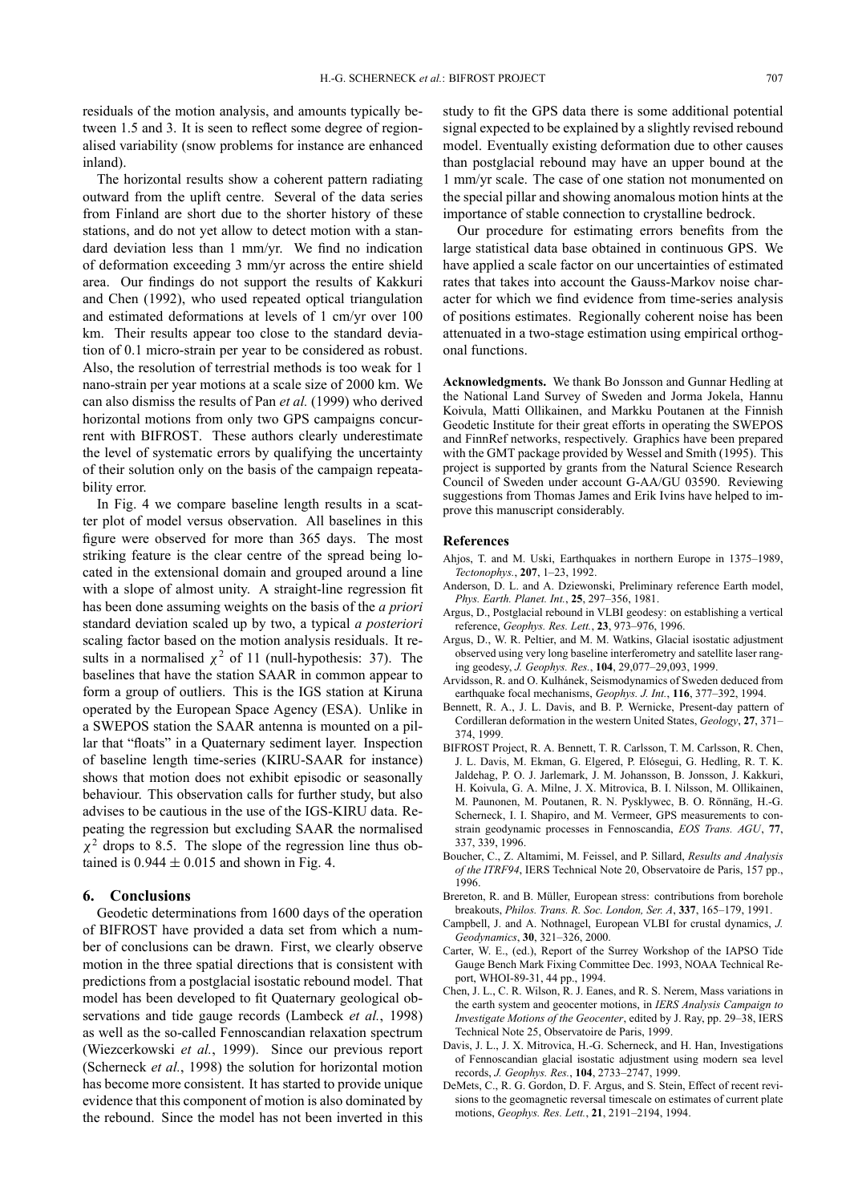residuals of the motion analysis, and amounts typically between 1.5 and 3. It is seen to reflect some degree of regionalised variability (snow problems for instance are enhanced inland).

The horizontal results show a coherent pattern radiating outward from the uplift centre. Several of the data series from Finland are short due to the shorter history of these stations, and do not yet allow to detect motion with a standard deviation less than 1 mm/yr. We find no indication of deformation exceeding 3 mm/yr across the entire shield area. Our findings do not support the results of Kakkuri and Chen (1992), who used repeated optical triangulation and estimated deformations at levels of 1 cm/yr over 100 km. Their results appear too close to the standard deviation of 0.1 micro-strain per year to be considered as robust. Also, the resolution of terrestrial methods is too weak for 1 nano-strain per year motions at a scale size of 2000 km. We can also dismiss the results of Pan *et al.* (1999) who derived horizontal motions from only two GPS campaigns concurrent with BIFROST. These authors clearly underestimate the level of systematic errors by qualifying the uncertainty of their solution only on the basis of the campaign repeatability error.

In Fig. 4 we compare baseline length results in a scatter plot of model versus observation. All baselines in this figure were observed for more than 365 days. The most striking feature is the clear centre of the spread being located in the extensional domain and grouped around a line with a slope of almost unity. A straight-line regression fit has been done assuming weights on the basis of the *a priori* standard deviation scaled up by two, a typical *a posteriori* scaling factor based on the motion analysis residuals. It results in a normalised $\chi^2$ of 11 (null-hypothesis: 37). The baselines that have the station SAAR in common appear to form a group of outliers. This is the IGS station at Kiruna operated by the European Space Agency (ESA). Unlike in a SWEPOS station the SAAR antenna is mounted on a pillar that "floats" in a Quaternary sediment layer. Inspection of baseline length time-series (KIRU-SAAR for instance) shows that motion does not exhibit episodic or seasonally behaviour. This observation calls for further study, but also advises to be cautious in the use of the IGS-KIRU data. Repeating the regression but excluding SAAR the normalised $\chi^2$ drops to 8.5. The slope of the regression line thus obtained is $0.944 \pm 0.015$ and shown in Fig. 4.

## 6. Conclusions

Geodetic determinations from 1600 days of the operation of BIFROST have provided a data set from which a number of conclusions can be drawn. First, we clearly observe motion in the three spatial directions that is consistent with predictions from a postglacial isostatic rebound model. That model has been developed to fit Quaternary geological observations and tide gauge records (Lambeck *et al.*, 1998) as well as the so-called Fennoscandian relaxation spectrum (Wiezcerkowski *et al.*, 1999). Since our previous report (Scherneck *et al.*, 1998) the solution for horizontal motion has become more consistent. It has started to provide unique evidence that this component of motion is also dominated by the rebound. Since the model has not been inverted in this study to fit the GPS data there is some additional potential signal expected to be explained by a slightly revised rebound model. Eventually existing deformation due to other causes than postglacial rebound may have an upper bound at the 1 mm/yr scale. The case of one station not monumented on the special pillar and showing anomalous motion hints at the importance of stable connection to crystalline bedrock.

Our procedure for estimating errors benefits from the large statistical data base obtained in continuous GPS. We have applied a scale factor on our uncertainties of estimated rates that takes into account the Gauss-Markov noise character for which we find evidence from time-series analysis of positions estimates. Regionally coherent noise has been attenuated in a two-stage estimation using empirical orthogonal functions.

**Acknowledgments.** We thank Bo Jonsson and Gunnar Hedling at the National Land Survey of Sweden and Jorma Jokela, Hannu Koivula, Matti Ollikainen, and Markku Poutanen at the Finnish Geodetic Institute for their great efforts in operating the SWEPOS and FinnRef networks, respectively. Graphics have been prepared with the GMT package provided by Wessel and Smith (1995). This project is supported by grants from the Natural Science Research Council of Sweden under account G-AA/GU 03590. Reviewing suggestions from Thomas James and Erik Ivins have helped to improve this manuscript considerably.

## References

- Ahjos, T. and M. Uski, Earthquakes in northern Europe in 1375–1989, *Tectonophys.*, **207**, 1–23, 1992.
- Anderson, D. L. and A. Dziewonski, Preliminary reference Earth model, *Phys. Earth. Planet. Int.*, **25**, 297–356, 1981.
- Argus, D., Postglacial rebound in VLBI geodesy: on establishing a vertical reference, *Geophys. Res. Lett.*, **23**, 973–976, 1996.
- Argus, D., W. R. Peltier, and M. M. Watkins, Glacial isostatic adjustment observed using very long baseline interferometry and satellite laser ranging geodesy, *J. Geophys. Res.*, **104**, 29,077–29,093, 1999.
- Arvidsson, R. and O. Kulhánek, Seismodynamics of Sweden deduced from earthquake focal mechanisms, *Geophys. J. Int.*, **116**, 377–392, 1994.
- Bennett, R. A., J. L. Davis, and B. P. Wernicke, Present-day pattern of Cordilleran deformation in the western United States, *Geology*, **27**, 371–374, 1999.
- BIFROST Project, R. A. Bennett, T. R. Carlsson, T. M. Carlsson, R. Chen, J. L. Davis, M. Ekman, G. Elgered, P. Elósegui, G. Hedling, R. T. K. Jaldehag, P. O. J. Jarlemark, J. M. Johansson, B. Jonsson, J. Kakkuri, H. Koivula, G. A. Milne, J. X. Mitrovica, B. I. Nilsson, M. Ollikainen, M. Paunonen, M. Poutanen, R. N. Pysklywec, B. O. Rönnäng, H.-G. Scherneck, I. I. Shapiro, and M. Vermeer, GPS measurements to constrain geodynamic processes in Fennoscandia, *EOS Trans. AGU*, **77**, 337, 339, 1996.
- Boucher, C., Z. Altamimi, M. Feissel, and P. Sillard, *Results and Analysis of the ITRF94*, IERS Technical Note 20, Observatoire de Paris, 157 pp., 1996.
- Brereton, R. and B. Müller, European stress: contributions from borehole breakouts, *Philos. Trans. R. Soc. London, Ser. A*, **337**, 165–179, 1991.
- Campbell, J. and A. Nothnagel, European VLBI for crustal dynamics, *J. Geodynamics*, **30**, 321–326, 2000.
- Carter, W. E., (ed.), Report of the Surrey Workshop of the IAPSO Tide Gauge Bench Mark Fixing Committee Dec. 1993, NOAA Technical Report, WHOI-89-31, 44 pp., 1994.
- Chen, J. L., C. R. Wilson, R. J. Eanes, and R. S. Nerem, Mass variations in the earth system and geocenter motions, in *IERS Analysis Campaign to Investigate Motions of the Geocenter*, edited by J. Ray, pp. 29–38, IERS Technical Note 25, Observatoire de Paris, 1999.
- Davis, J. L., J. X. Mitrovica, H.-G. Scherneck, and H. Han, Investigations of Fennoscandian glacial isostatic adjustment using modern sea level records, *J. Geophys. Res.*, **104**, 2733–2747, 1999.
- DeMets, C., R. G. Gordon, D. F. Argus, and S. Stein, Effect of recent revisions to the geomagnetic reversal timescale on estimates of current plate motions, *Geophys. Res. Lett.*, **21**, 2191–2194, 1994.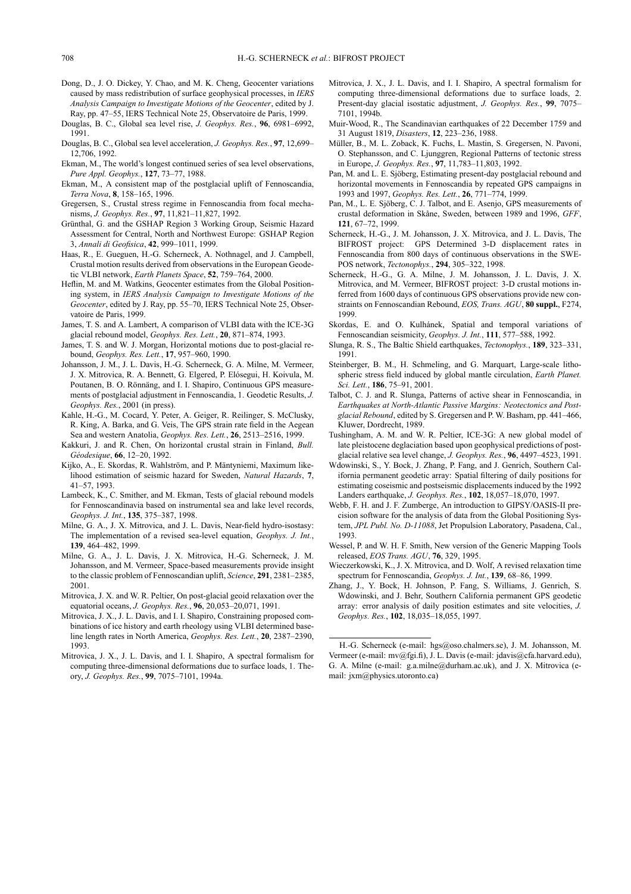Dong, D., J. O. Dickey, Y. Chao, and M. K. Cheng, Geocenter variations caused by mass redistribution of surface geophysical processes, in *IERS Analysis Campaign to Investigate Motions of the Geocenter*, edited by J. Ray, pp. 47–55, IERS Technical Note 25, Observatoire de Paris, 1999.

Douglas, B. C., Global sea level rise, *J. Geophys. Res.*, **96**, 6981–6992, 1991.

Douglas, B. C., Global sea level acceleration, *J. Geophys. Res.*, **97**, 12,699–12,706, 1992.

Ekman, M., The world's longest continued series of sea level observations, *Pure Appl. Geophys.*, **127**, 73–77, 1988.

Ekman, M., A consistent map of the postglacial uplift of Fennoscandia, *Terra Nova*, **8**, 158–165, 1996.

Gregersen, S., Crustal stress regime in Fennoscandia from focal mechanisms, *J. Geophys. Res.*, **97**, 11,821–11,827, 1992.

Grünthal, G. and the GSHAP Region 3 Working Group, Seismic Hazard Assessment for Central, North and Northwest Europe: GSHAP Region 3, *Annali di Geofisica*, **42**, 999–1011, 1999.

Haas, R., E. Gueguen, H.-G. Scherneck, A. Nothnagel, and J. Campbell, Crustal motion results derived from observations in the European Geodetic VLBI network, *Earth Planets Space*, **52**, 759–764, 2000.

Heflin, M. and M. Watkins, Geocenter estimates from the Global Positioning system, in *IERS Analysis Campaign to Investigate Motions of the Geocenter*, edited by J. Ray, pp. 55–70, IERS Technical Note 25, Observatoire de Paris, 1999.

James, T. S. and A. Lambert, A comparison of VLBI data with the ICE-3G glacial rebound model, *Geophys. Res. Lett.*, **20**, 871–874, 1993.

James, T. S. and W. J. Morgan, Horizontal motions due to post-glacial rebound, *Geophys. Res. Lett.*, **17**, 957–960, 1990.

Johansson, J. M., J. L. Davis, H.-G. Scherneck, G. A. Milne, M. Vermeer, J. X. Mitrovica, R. A. Bennett, G. Elgered, P. Elósegui, H. Koivula, M. Poutanen, B. O. Rönnäng, and I. I. Shapiro, Continuous GPS measurements of postglacial adjustment in Fennoscandia, 1. Geodetic Results, *J. Geophys. Res.*, 2001 (in press).

Kahle, H.-G., M. Cocard, Y. Peter, A. Geiger, R. Reilinger, S. McClusky, R. King, A. Barka, and G. Veis, The GPS strain rate field in the Aegean Sea and western Anatolia, *Geophys. Res. Lett.*, **26**, 2513–2516, 1999.

Kakkuri, J. and R. Chen, On horizontal crustal strain in Finland, *Bull. Géodesique*, **66**, 12–20, 1992.

Kijko, A., E. Skordas, R. Wahlström, and P. Mäntyniemi, Maximum likelihood estimation of seismic hazard for Sweden, *Natural Hazards*, **7**, 41–57, 1993.

Lambeck, K., C. Smither, and M. Ekman, Tests of glacial rebound models for Fennoscandinavia based on instrumental sea and lake level records, *Geophys. J. Int.*, **135**, 375–387, 1998.

Milne, G. A., J. X. Mitrovica, and J. L. Davis, Near-field hydro-isostasy: The implementation of a revised sea-level equation, *Geophys. J. Int.*, **139**, 464–482, 1999.

Milne, G. A., J. L. Davis, J. X. Mitrovica, H.-G. Scherneck, J. M. Johansson, and M. Vermeer, Space-based measurements provide insight to the classic problem of Fennoscandian uplift, *Science*, **291**, 2381–2385, 2001.

Mitrovica, J. X. and W. R. Peltier, On post-glacial geoid relaxation over the equatorial oceans, *J. Geophys. Res.*, **96**, 20,053–20,071, 1991.

Mitrovica, J. X., J. L. Davis, and I. I. Shapiro, Constraining proposed combinations of ice history and earth rheology using VLBI determined baseline length rates in North America, *Geophys. Res. Lett.*, **20**, 2387–2390, 1993.

Mitrovica, J. X., J. L. Davis, and I. I. Shapiro, A spectral formalism for computing three-dimensional deformations due to surface loads, 1. Theory, *J. Geophys. Res.*, **99**, 7075–7101, 1994a.

Mitrovica, J. X., J. L. Davis, and I. I. Shapiro, A spectral formalism for computing three-dimensional deformations due to surface loads, 2. Present-day glacial isostatic adjustment, *J. Geophys. Res.*, **99**, 7075–7101, 1994b.

Muir-Wood, R., The Scandinavian earthquakes of 22 December 1759 and 31 August 1819, *Disasters*, **12**, 223–236, 1988.

Müller, B., M. L. Zoback, K. Fuchs, L. Mastin, S. Gregersen, N. Pavoni, O. Stephansson, and C. Ljunggren, Regional Patterns of tectonic stress in Europe, *J. Geophys. Res.*, **97**, 11,783–11,803, 1992.

Pan, M. and L. E. Sjöberg, Estimating present-day postglacial rebound and horizontal movements in Fennoscandia by repeated GPS campaigns in 1993 and 1997, *Geophys. Res. Lett.*, **26**, 771–774, 1999.

Pan, M., L. E. Sjöberg, C. J. Talbot, and E. Asenjo, GPS measurements of crustal deformation in Skåne, Sweden, between 1989 and 1996, *GFF*, **121**, 67–72, 1999.

Scherneck, H.-G., J. M. Johansson, J. X. Mitrovica, and J. L. Davis, The BIFROST project: GPS Determined 3-D displacement rates in Fennoscandia from 800 days of continuous observations in the SWEPOS network, *Tectonophys.*, **294**, 305–322, 1998.

Scherneck, H.-G., G. A. Milne, J. M. Johansson, J. L. Davis, J. X. Mitrovica, and M. Vermeer, BIFROST project: 3-D crustal motions inferred from 1600 days of continuous GPS observations provide new constraints on Fennoscandian Rebound, *EOS, Trans. AGU*, **80 suppl.**, F274, 1999.

Skordas, E. and O. Kulhánek, Spatial and temporal variations of Fennoscandian seismicity, *Geophys. J. Int.*, **111**, 577–588, 1992.

Slunga, R. S., The Baltic Shield earthquakes, *Tectonophys.*, **189**, 323–331, 1991.

Steinberger, B. M., H. Schmeling, and G. Marquart, Large-scale lithospheric stress field induced by global mantle circulation, *Earth Planet. Sci. Lett.*, **186**, 75–91, 2001.

Talbot, C. J. and R. Slunga, Patterns of active shear in Fennoscandia, in *Earthquakes at North-Atlantic Passive Margins: Neotectonics and Postglacial Rebound*, edited by S. Gregersen and P. W. Basham, pp. 441–466, Kluwer, Dordrecht, 1989.

Tushingham, A. M. and W. R. Peltier, ICE-3G: A new global model of late pleistocene deglaciation based upon geophysical predictions of postglacial relative sea level change, *J. Geophys. Res.*, **96**, 4497–4523, 1991.

Wdowinski, S., Y. Bock, J. Zhang, P. Fang, and J. Genrich, Southern California permanent geodetic array: Spatial filtering of daily positions for estimating coseismic and postseismic displacements induced by the 1992 Landers earthquake, *J. Geophys. Res.*, **102**, 18,057–18,070, 1997.

Webb, F. H. and J. F. Zumberge, An introduction to GIPSY/OASIS-II precision software for the analysis of data from the Global Positioning System, *JPL Publ. No. D-11088*, Jet Propulsion Laboratory, Pasadena, Cal., 1993.

Wessel, P. and W. H. F. Smith, New version of the Generic Mapping Tools released, *EOS Trans. AGU*, **76**, 329, 1995.

Wieczerkowski, K., J. X. Mitrovica, and D. Wolf, A revised relaxation time spectrum for Fennoscandia, *Geophys. J. Int.*, **139**, 68–86, 1999.

Zhang, J., Y. Bock, H. Johnson, P. Fang, S. Williams, J. Genrich, S. Wdowinski, and J. Behr, Southern California permanent GPS geodetic array: error analysis of daily position estimates and site velocities, *J. Geophys. Res.*, **102**, 18,035–18,055, 1997.

---

H.-G. Scherneck (e-mail: hgs@oso.chalmers.se), J. M. Johansson, M. Vermeer (e-mail: mv@fgi.fi), J. L. Davis (e-mail: jdavis@cfa.harvard.edu), G. A. Milne (e-mail: g.a.milne@durham.ac.uk), and J. X. Mitrovica (e-mail: jxm@physics.utoronto.ca)